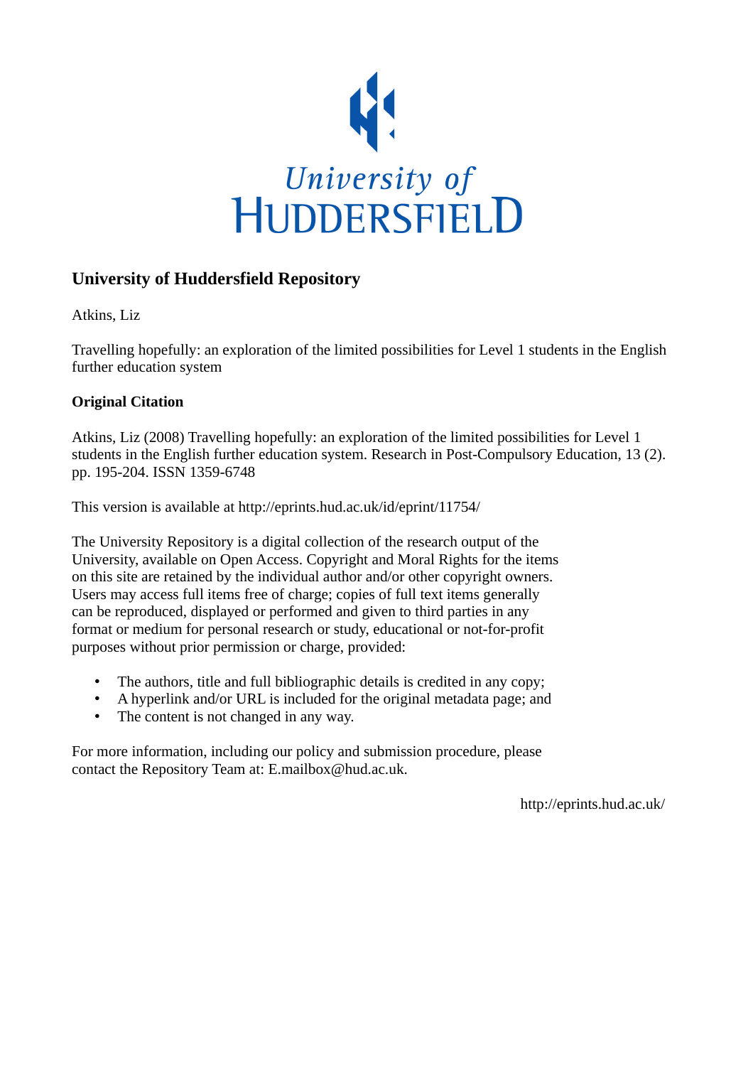University of HUDDERSFIELD

# University of Huddersfield Repository

Atkins, Liz

Travelling hopefully: an exploration of the limited possibilities for Level 1 students in the English further education system

## Original Citation

Atkins, Liz (2008) Travelling hopefully: an exploration of the limited possibilities for Level 1 students in the English further education system. Research in Post-Compulsory Education, 13 (2). pp. 195-204. ISSN 1359-6748

This version is available at http://eprints.hud.ac.uk/id/eprint/11754/

The University Repository is a digital collection of the research output of the University, available on Open Access. Copyright and Moral Rights for the items on this site are retained by the individual author and/or other copyright owners. Users may access full items free of charge; copies of full text items generally can be reproduced, displayed or performed and given to third parties in any format or medium for personal research or study, educational or not-for-profit purposes without prior permission or charge, provided:

- The authors, title and full bibliographic details is credited in any copy;
- A hyperlink and/or URL is included for the original metadata page; and
- The content is not changed in any way.

For more information, including our policy and submission procedure, please contact the Repository Team at: E.mailbox@hud.ac.uk.

http://eprints.hud.ac.uk/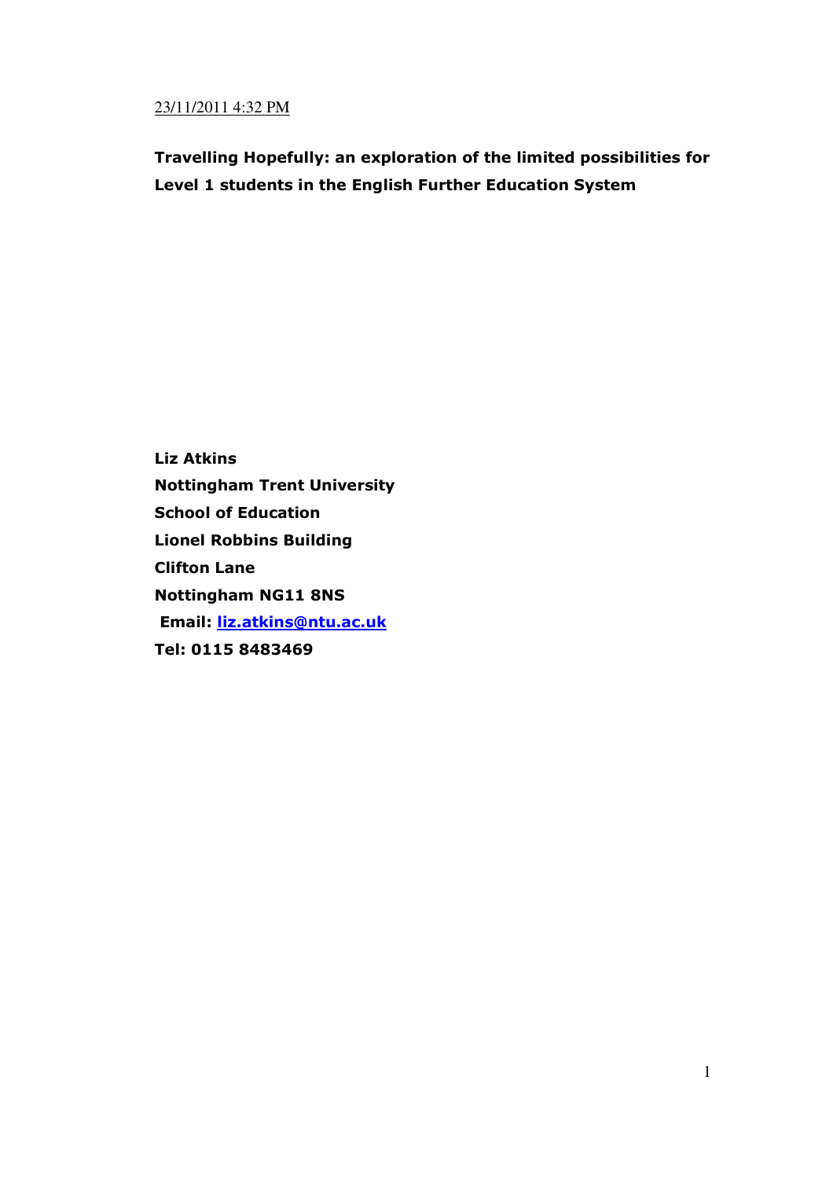23/11/2011 4:32 PM

**Travelling Hopefully: an exploration of the limited possibilities for Level 1 students in the English Further Education System**

**Liz Atkins**
**Nottingham Trent University**
**School of Education**
**Lionel Robbins Building**
**Clifton Lane**
**Nottingham NG11 8NS**
**Email: liz.atkins@ntu.ac.uk**
**Tel: 0115 8483469**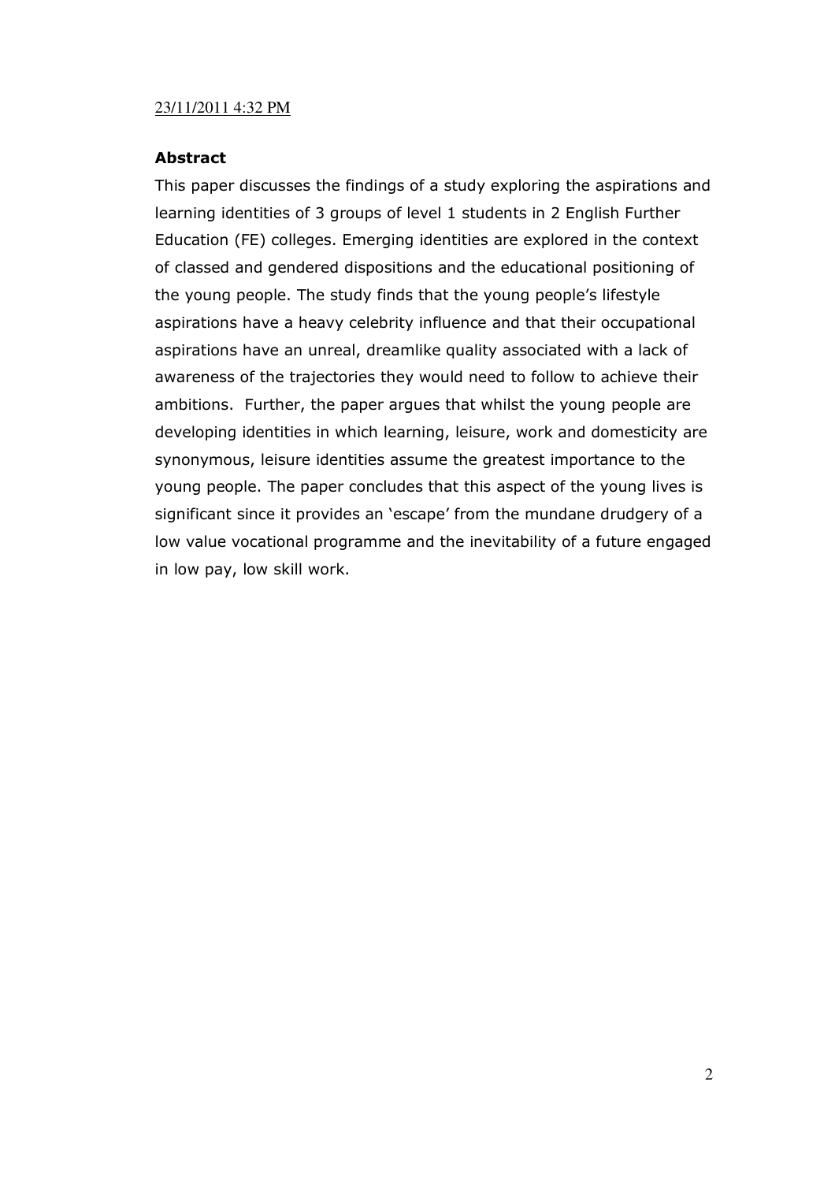23/11/2011 4:32 PM

## Abstract

This paper discusses the findings of a study exploring the aspirations and learning identities of 3 groups of level 1 students in 2 English Further Education (FE) colleges. Emerging identities are explored in the context of classed and gendered dispositions and the educational positioning of the young people. The study finds that the young people's lifestyle aspirations have a heavy celebrity influence and that their occupational aspirations have an unreal, dreamlike quality associated with a lack of awareness of the trajectories they would need to follow to achieve their ambitions. Further, the paper argues that whilst the young people are developing identities in which learning, leisure, work and domesticity are synonymous, leisure identities assume the greatest importance to the young people. The paper concludes that this aspect of the young lives is significant since it provides an 'escape' from the mundane drudgery of a low value vocational programme and the inevitability of a future engaged in low pay, low skill work.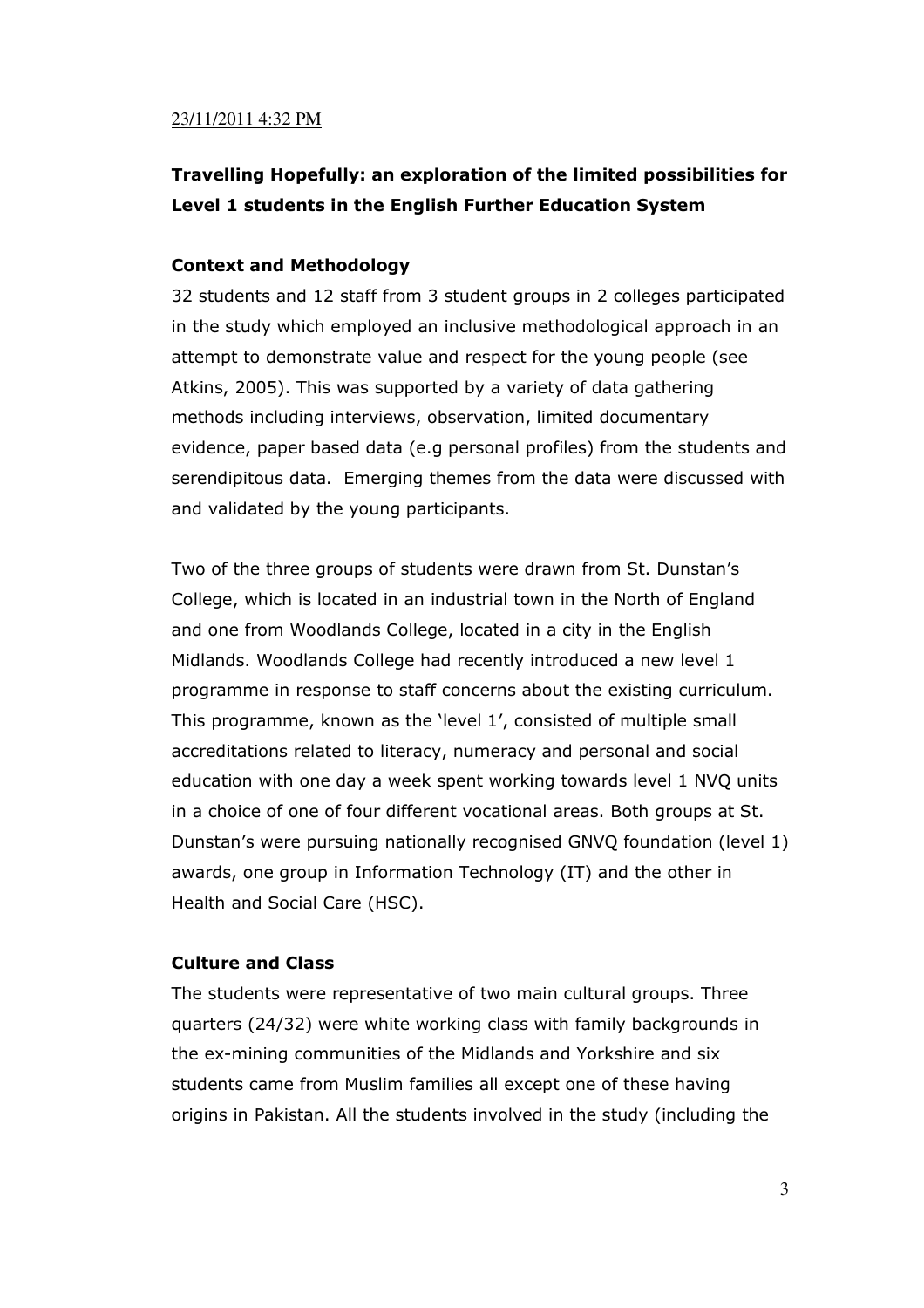23/11/2011 4:32 PM

# Travelling Hopefully: an exploration of the limited possibilities for Level 1 students in the English Further Education System

## Context and Methodology

32 students and 12 staff from 3 student groups in 2 colleges participated in the study which employed an inclusive methodological approach in an attempt to demonstrate value and respect for the young people (see Atkins, 2005). This was supported by a variety of data gathering methods including interviews, observation, limited documentary evidence, paper based data (e.g personal profiles) from the students and serendipitous data. Emerging themes from the data were discussed with and validated by the young participants.

Two of the three groups of students were drawn from St. Dunstan's College, which is located in an industrial town in the North of England and one from Woodlands College, located in a city in the English Midlands. Woodlands College had recently introduced a new level 1 programme in response to staff concerns about the existing curriculum. This programme, known as the 'level 1', consisted of multiple small accreditations related to literacy, numeracy and personal and social education with one day a week spent working towards level 1 NVQ units in a choice of one of four different vocational areas. Both groups at St. Dunstan's were pursuing nationally recognised GNVQ foundation (level 1) awards, one group in Information Technology (IT) and the other in Health and Social Care (HSC).

## Culture and Class

The students were representative of two main cultural groups. Three quarters (24/32) were white working class with family backgrounds in the ex-mining communities of the Midlands and Yorkshire and six students came from Muslim families all except one of these having origins in Pakistan. All the students involved in the study (including the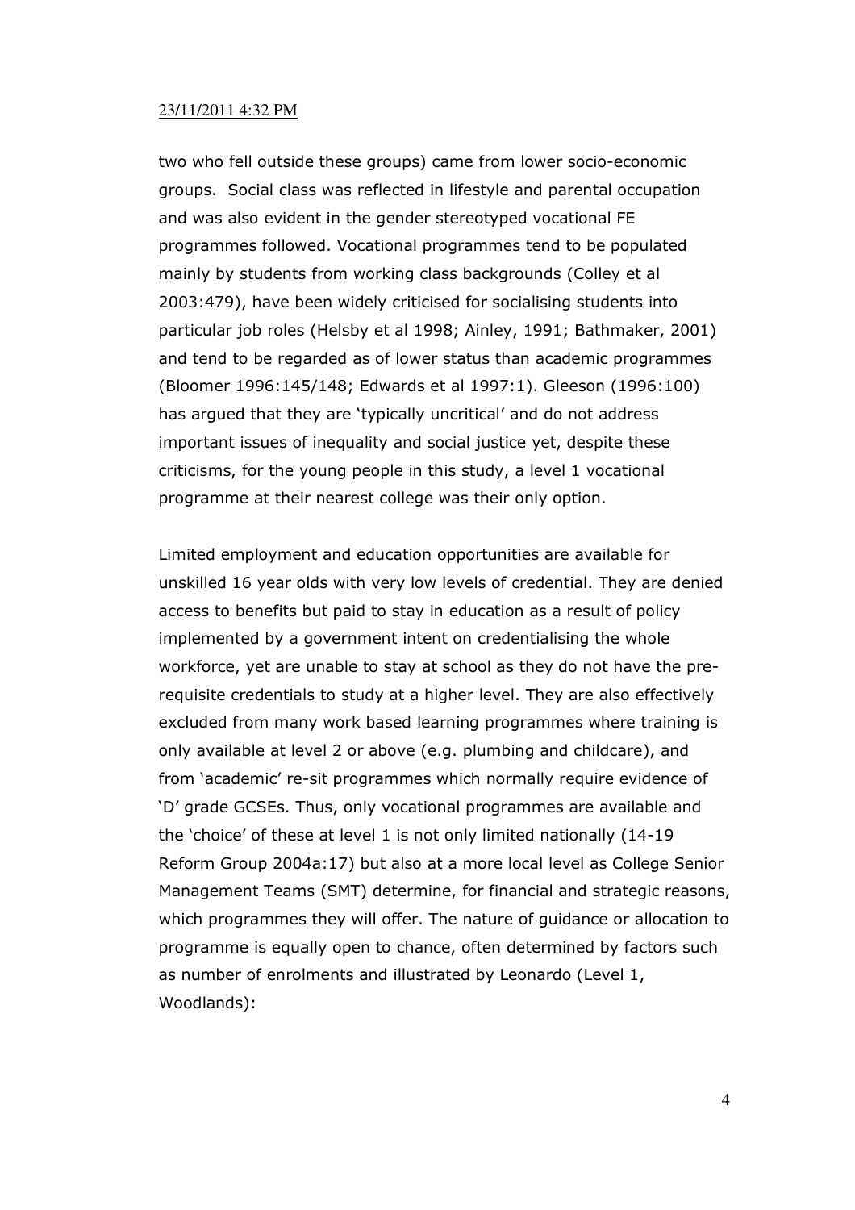two who fell outside these groups) came from lower socio-economic groups. Social class was reflected in lifestyle and parental occupation and was also evident in the gender stereotyped vocational FE programmes followed. Vocational programmes tend to be populated mainly by students from working class backgrounds (Colley et al 2003:479), have been widely criticised for socialising students into particular job roles (Helsby et al 1998; Ainley, 1991; Bathmaker, 2001) and tend to be regarded as of lower status than academic programmes (Bloomer 1996:145/148; Edwards et al 1997:1). Gleeson (1996:100) has argued that they are 'typically uncritical' and do not address important issues of inequality and social justice yet, despite these criticisms, for the young people in this study, a level 1 vocational programme at their nearest college was their only option.

Limited employment and education opportunities are available for unskilled 16 year olds with very low levels of credential. They are denied access to benefits but paid to stay in education as a result of policy implemented by a government intent on credentialising the whole workforce, yet are unable to stay at school as they do not have the pre-requisite credentials to study at a higher level. They are also effectively excluded from many work based learning programmes where training is only available at level 2 or above (e.g. plumbing and childcare), and from 'academic' re-sit programmes which normally require evidence of 'D' grade GCSEs. Thus, only vocational programmes are available and the 'choice' of these at level 1 is not only limited nationally (14-19 Reform Group 2004a:17) but also at a more local level as College Senior Management Teams (SMT) determine, for financial and strategic reasons, which programmes they will offer. The nature of guidance or allocation to programme is equally open to chance, often determined by factors such as number of enrolments and illustrated by Leonardo (Level 1, Woodlands):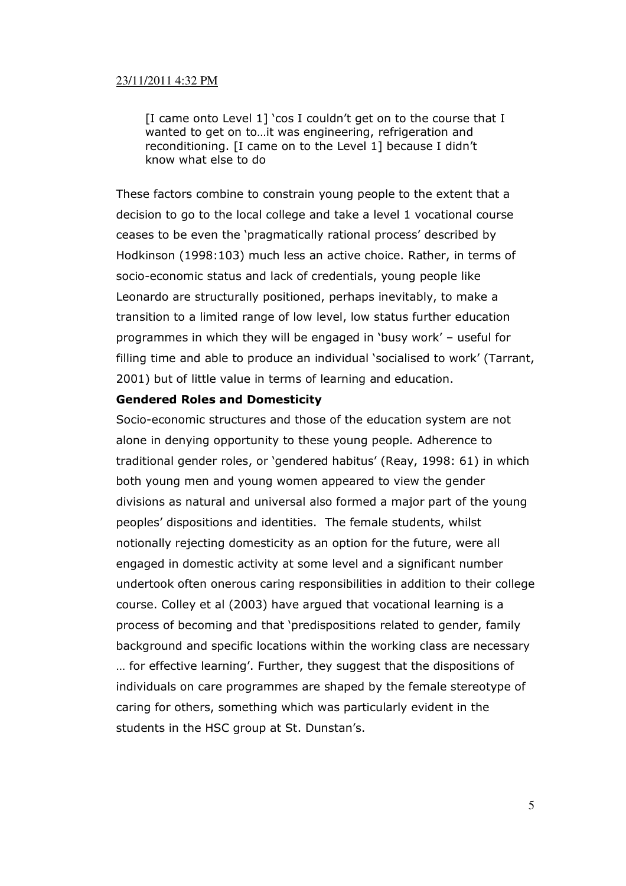23/11/2011 4:32 PM

> [I came onto Level 1] 'cos I couldn't get on to the course that I wanted to get on to…it was engineering, refrigeration and reconditioning. [I came on to the Level 1] because I didn't know what else to do

These factors combine to constrain young people to the extent that a decision to go to the local college and take a level 1 vocational course ceases to be even the 'pragmatically rational process' described by Hodkinson (1998:103) much less an active choice. Rather, in terms of socio-economic status and lack of credentials, young people like Leonardo are structurally positioned, perhaps inevitably, to make a transition to a limited range of low level, low status further education programmes in which they will be engaged in 'busy work' – useful for filling time and able to produce an individual 'socialised to work' (Tarrant, 2001) but of little value in terms of learning and education.

**Gendered Roles and Domesticity**

Socio-economic structures and those of the education system are not alone in denying opportunity to these young people. Adherence to traditional gender roles, or 'gendered habitus' (Reay, 1998: 61) in which both young men and young women appeared to view the gender divisions as natural and universal also formed a major part of the young peoples' dispositions and identities. The female students, whilst notionally rejecting domesticity as an option for the future, were all engaged in domestic activity at some level and a significant number undertook often onerous caring responsibilities in addition to their college course. Colley et al (2003) have argued that vocational learning is a process of becoming and that 'predispositions related to gender, family background and specific locations within the working class are necessary … for effective learning'. Further, they suggest that the dispositions of individuals on care programmes are shaped by the female stereotype of caring for others, something which was particularly evident in the students in the HSC group at St. Dunstan's.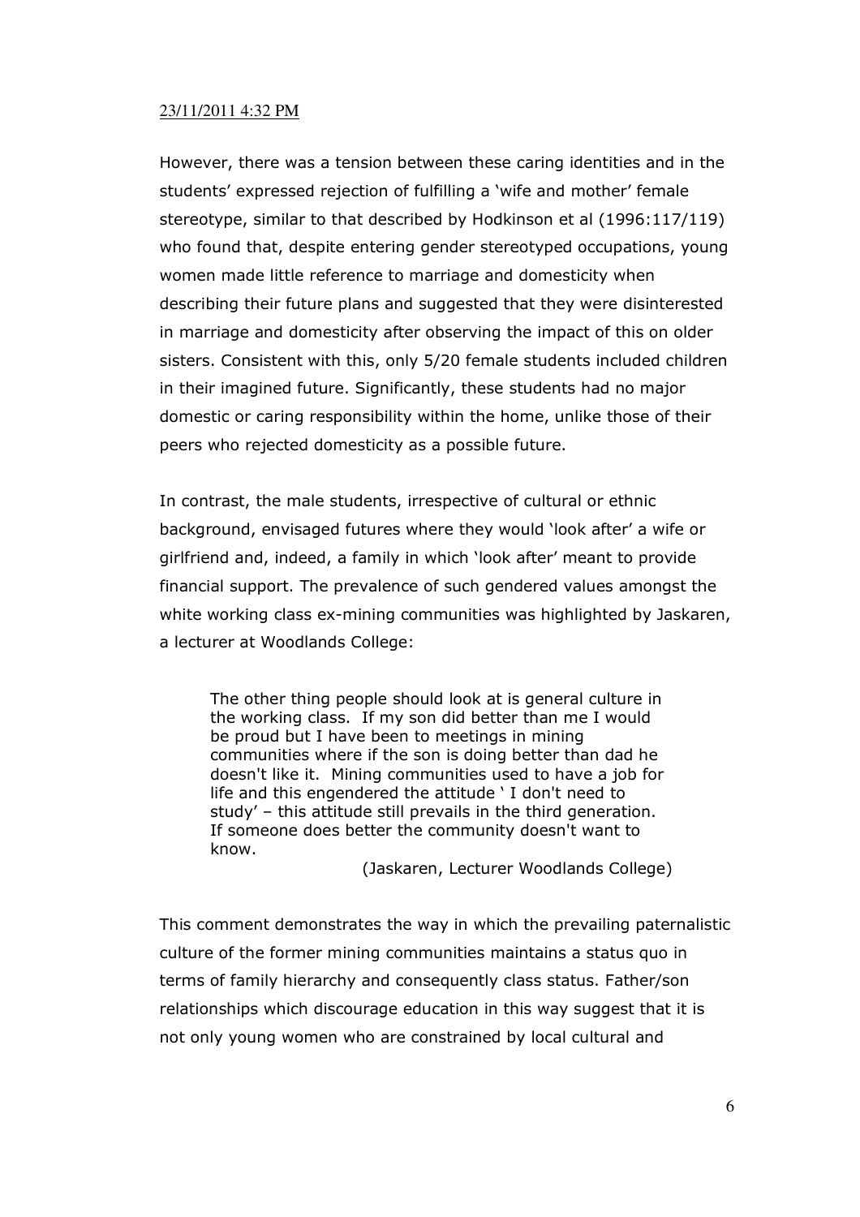23/11/2011 4:32 PM

However, there was a tension between these caring identities and in the students' expressed rejection of fulfilling a 'wife and mother' female stereotype, similar to that described by Hodkinson et al (1996:117/119) who found that, despite entering gender stereotyped occupations, young women made little reference to marriage and domesticity when describing their future plans and suggested that they were disinterested in marriage and domesticity after observing the impact of this on older sisters. Consistent with this, only 5/20 female students included children in their imagined future. Significantly, these students had no major domestic or caring responsibility within the home, unlike those of their peers who rejected domesticity as a possible future.

In contrast, the male students, irrespective of cultural or ethnic background, envisaged futures where they would 'look after' a wife or girlfriend and, indeed, a family in which 'look after' meant to provide financial support. The prevalence of such gendered values amongst the white working class ex-mining communities was highlighted by Jaskaren, a lecturer at Woodlands College:

> The other thing people should look at is general culture in the working class. If my son did better than me I would be proud but I have been to meetings in mining communities where if the son is doing better than dad he doesn't like it. Mining communities used to have a job for life and this engendered the attitude ' I don't need to study' – this attitude still prevails in the third generation. If someone does better the community doesn't want to know.
>
> (Jaskaren, Lecturer Woodlands College)

This comment demonstrates the way in which the prevailing paternalistic culture of the former mining communities maintains a status quo in terms of family hierarchy and consequently class status. Father/son relationships which discourage education in this way suggest that it is not only young women who are constrained by local cultural and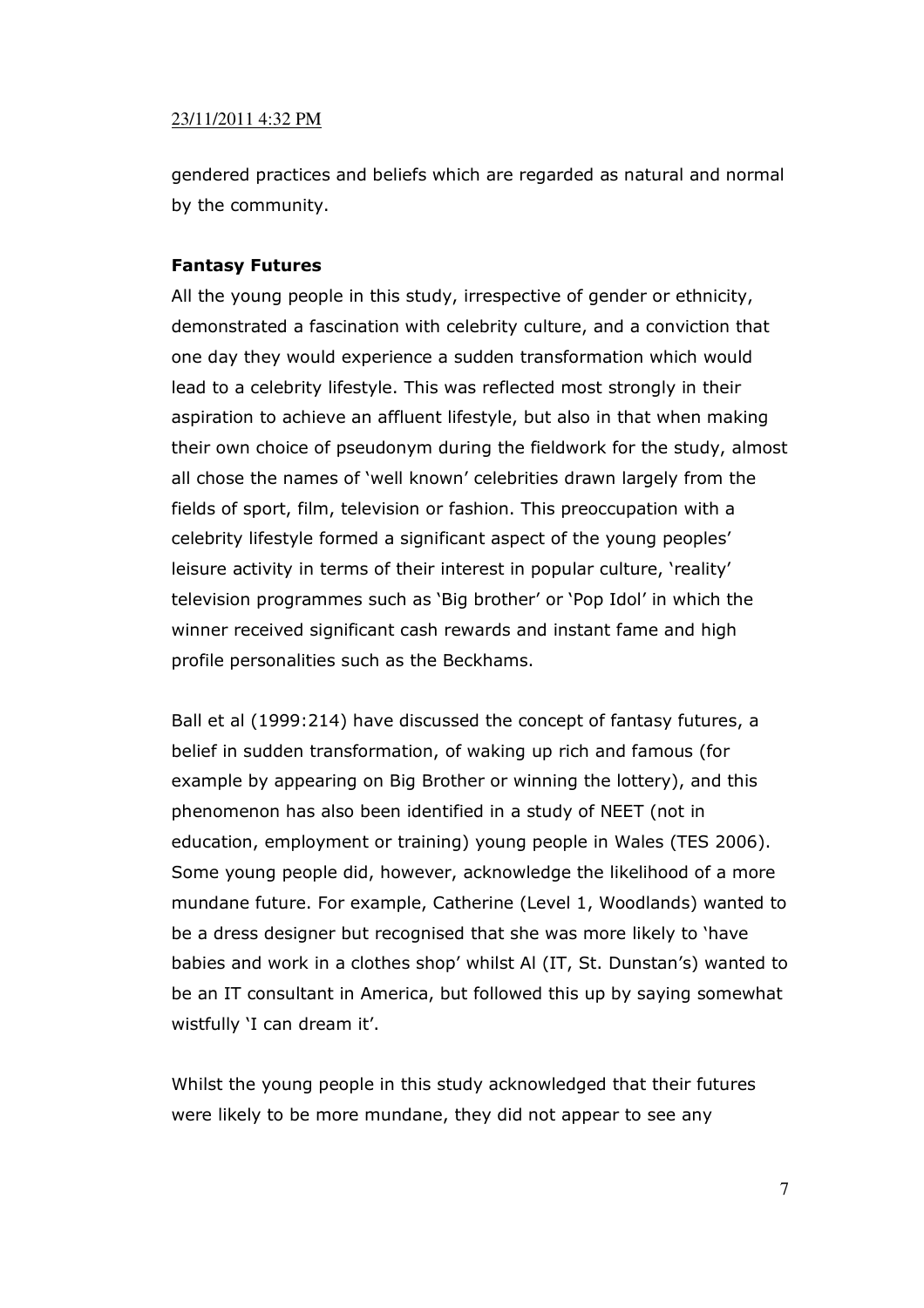gendered practices and beliefs which are regarded as natural and normal by the community.

**Fantasy Futures**

All the young people in this study, irrespective of gender or ethnicity, demonstrated a fascination with celebrity culture, and a conviction that one day they would experience a sudden transformation which would lead to a celebrity lifestyle. This was reflected most strongly in their aspiration to achieve an affluent lifestyle, but also in that when making their own choice of pseudonym during the fieldwork for the study, almost all chose the names of 'well known' celebrities drawn largely from the fields of sport, film, television or fashion. This preoccupation with a celebrity lifestyle formed a significant aspect of the young peoples' leisure activity in terms of their interest in popular culture, 'reality' television programmes such as 'Big brother' or 'Pop Idol' in which the winner received significant cash rewards and instant fame and high profile personalities such as the Beckhams.

Ball et al (1999:214) have discussed the concept of fantasy futures, a belief in sudden transformation, of waking up rich and famous (for example by appearing on Big Brother or winning the lottery), and this phenomenon has also been identified in a study of NEET (not in education, employment or training) young people in Wales (TES 2006). Some young people did, however, acknowledge the likelihood of a more mundane future. For example, Catherine (Level 1, Woodlands) wanted to be a dress designer but recognised that she was more likely to 'have babies and work in a clothes shop' whilst Al (IT, St. Dunstan's) wanted to be an IT consultant in America, but followed this up by saying somewhat wistfully 'I can dream it'.

Whilst the young people in this study acknowledged that their futures were likely to be more mundane, they did not appear to see any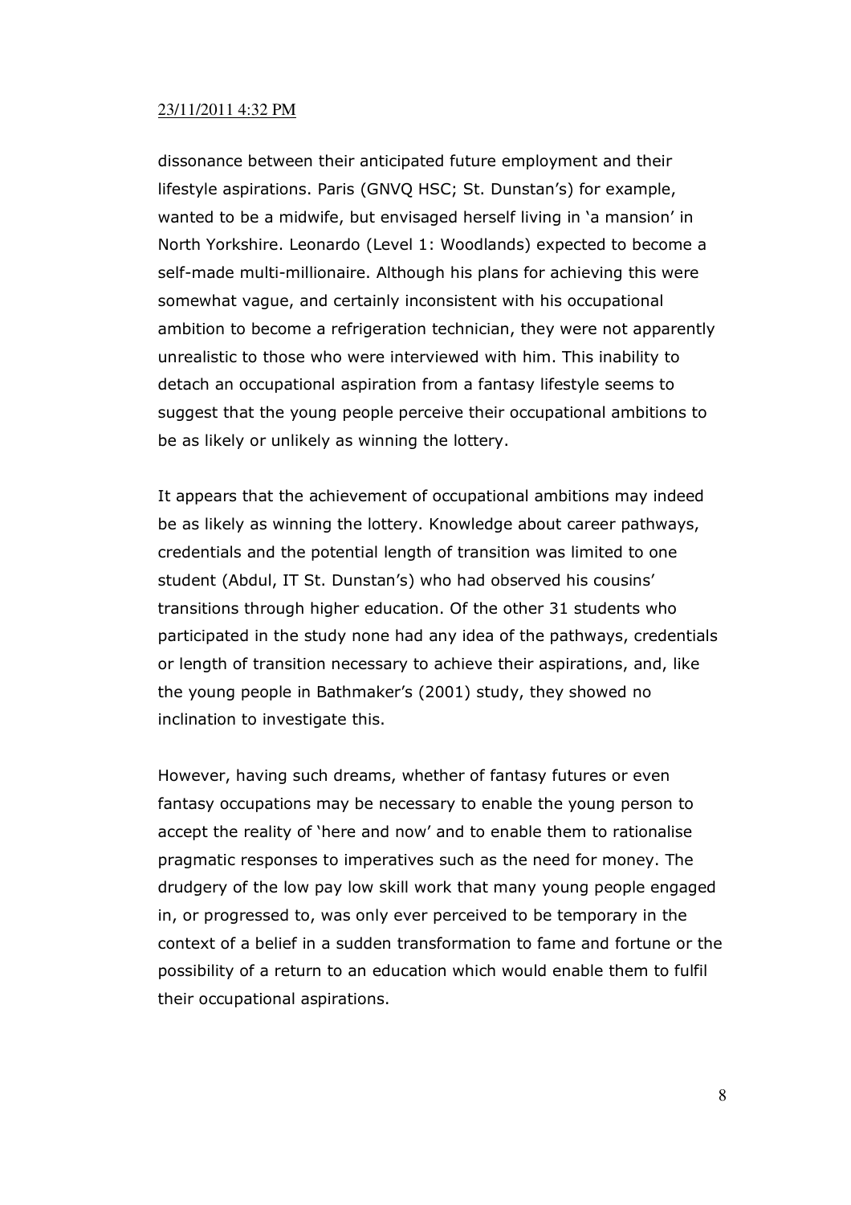dissonance between their anticipated future employment and their lifestyle aspirations. Paris (GNVQ HSC; St. Dunstan's) for example, wanted to be a midwife, but envisaged herself living in 'a mansion' in North Yorkshire. Leonardo (Level 1: Woodlands) expected to become a self-made multi-millionaire. Although his plans for achieving this were somewhat vague, and certainly inconsistent with his occupational ambition to become a refrigeration technician, they were not apparently unrealistic to those who were interviewed with him. This inability to detach an occupational aspiration from a fantasy lifestyle seems to suggest that the young people perceive their occupational ambitions to be as likely or unlikely as winning the lottery.

It appears that the achievement of occupational ambitions may indeed be as likely as winning the lottery. Knowledge about career pathways, credentials and the potential length of transition was limited to one student (Abdul, IT St. Dunstan's) who had observed his cousins' transitions through higher education. Of the other 31 students who participated in the study none had any idea of the pathways, credentials or length of transition necessary to achieve their aspirations, and, like the young people in Bathmaker's (2001) study, they showed no inclination to investigate this.

However, having such dreams, whether of fantasy futures or even fantasy occupations may be necessary to enable the young person to accept the reality of 'here and now' and to enable them to rationalise pragmatic responses to imperatives such as the need for money. The drudgery of the low pay low skill work that many young people engaged in, or progressed to, was only ever perceived to be temporary in the context of a belief in a sudden transformation to fame and fortune or the possibility of a return to an education which would enable them to fulfil their occupational aspirations.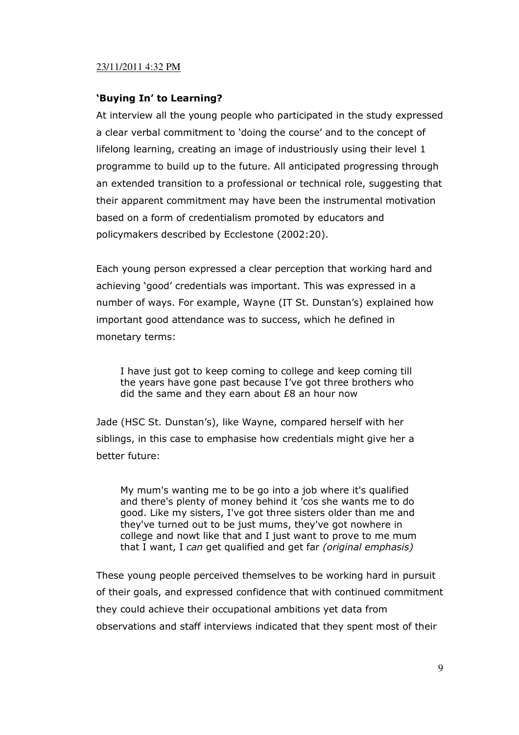23/11/2011 4:32 PM

**'Buying In' to Learning?**

At interview all the young people who participated in the study expressed a clear verbal commitment to 'doing the course' and to the concept of lifelong learning, creating an image of industriously using their level 1 programme to build up to the future. All anticipated progressing through an extended transition to a professional or technical role, suggesting that their apparent commitment may have been the instrumental motivation based on a form of credentialism promoted by educators and policymakers described by Ecclestone (2002:20).

Each young person expressed a clear perception that working hard and achieving 'good' credentials was important. This was expressed in a number of ways. For example, Wayne (IT St. Dunstan's) explained how important good attendance was to success, which he defined in monetary terms:

> I have just got to keep coming to college and keep coming till the years have gone past because I've got three brothers who did the same and they earn about £8 an hour now

Jade (HSC St. Dunstan's), like Wayne, compared herself with her siblings, in this case to emphasise how credentials might give her a better future:

> My mum's wanting me to be go into a job where it's qualified and there's plenty of money behind it 'cos she wants me to do good. Like my sisters, I've got three sisters older than me and they've turned out to be just mums, they've got nowhere in college and nowt like that and I just want to prove to me mum that I want, I *can* get qualified and get far *(original emphasis)*

These young people perceived themselves to be working hard in pursuit of their goals, and expressed confidence that with continued commitment they could achieve their occupational ambitions yet data from observations and staff interviews indicated that they spent most of their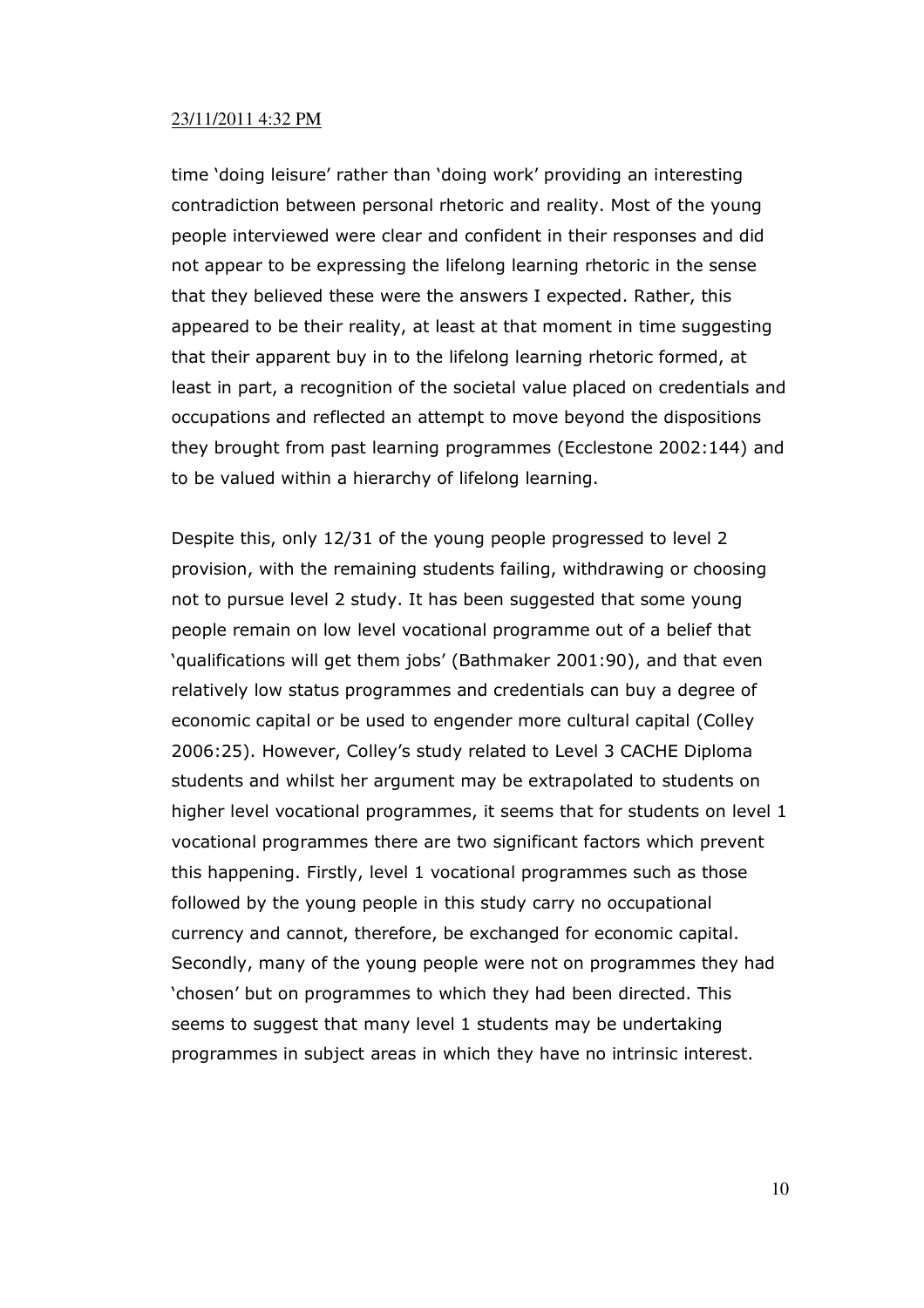time ‘doing leisure’ rather than ‘doing work’ providing an interesting contradiction between personal rhetoric and reality. Most of the young people interviewed were clear and confident in their responses and did not appear to be expressing the lifelong learning rhetoric in the sense that they believed these were the answers I expected. Rather, this appeared to be their reality, at least at that moment in time suggesting that their apparent buy in to the lifelong learning rhetoric formed, at least in part, a recognition of the societal value placed on credentials and occupations and reflected an attempt to move beyond the dispositions they brought from past learning programmes (Ecclestone 2002:144) and to be valued within a hierarchy of lifelong learning.

Despite this, only 12/31 of the young people progressed to level 2 provision, with the remaining students failing, withdrawing or choosing not to pursue level 2 study. It has been suggested that some young people remain on low level vocational programme out of a belief that ‘qualifications will get them jobs’ (Bathmaker 2001:90), and that even relatively low status programmes and credentials can buy a degree of economic capital or be used to engender more cultural capital (Colley 2006:25). However, Colley’s study related to Level 3 CACHE Diploma students and whilst her argument may be extrapolated to students on higher level vocational programmes, it seems that for students on level 1 vocational programmes there are two significant factors which prevent this happening. Firstly, level 1 vocational programmes such as those followed by the young people in this study carry no occupational currency and cannot, therefore, be exchanged for economic capital. Secondly, many of the young people were not on programmes they had ‘chosen’ but on programmes to which they had been directed. This seems to suggest that many level 1 students may be undertaking programmes in subject areas in which they have no intrinsic interest.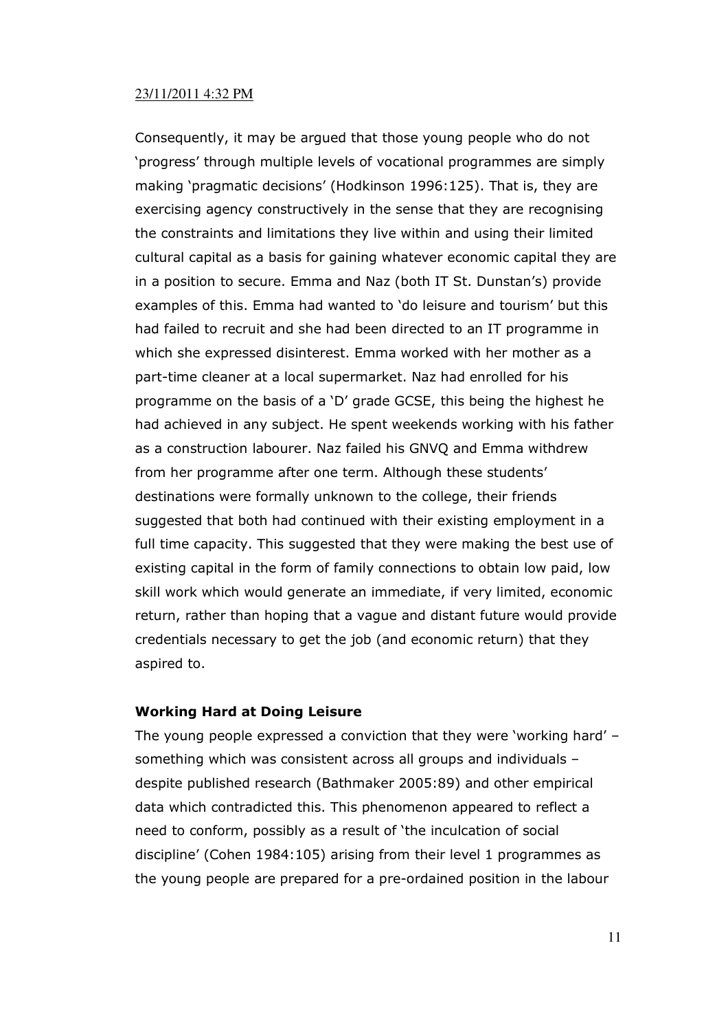23/11/2011 4:32 PM

Consequently, it may be argued that those young people who do not 'progress' through multiple levels of vocational programmes are simply making 'pragmatic decisions' (Hodkinson 1996:125). That is, they are exercising agency constructively in the sense that they are recognising the constraints and limitations they live within and using their limited cultural capital as a basis for gaining whatever economic capital they are in a position to secure. Emma and Naz (both IT St. Dunstan's) provide examples of this. Emma had wanted to 'do leisure and tourism' but this had failed to recruit and she had been directed to an IT programme in which she expressed disinterest. Emma worked with her mother as a part-time cleaner at a local supermarket. Naz had enrolled for his programme on the basis of a 'D' grade GCSE, this being the highest he had achieved in any subject. He spent weekends working with his father as a construction labourer. Naz failed his GNVQ and Emma withdrew from her programme after one term. Although these students' destinations were formally unknown to the college, their friends suggested that both had continued with their existing employment in a full time capacity. This suggested that they were making the best use of existing capital in the form of family connections to obtain low paid, low skill work which would generate an immediate, if very limited, economic return, rather than hoping that a vague and distant future would provide credentials necessary to get the job (and economic return) that they aspired to.

**Working Hard at Doing Leisure**

The young people expressed a conviction that they were 'working hard' – something which was consistent across all groups and individuals – despite published research (Bathmaker 2005:89) and other empirical data which contradicted this. This phenomenon appeared to reflect a need to conform, possibly as a result of 'the inculcation of social discipline' (Cohen 1984:105) arising from their level 1 programmes as the young people are prepared for a pre-ordained position in the labour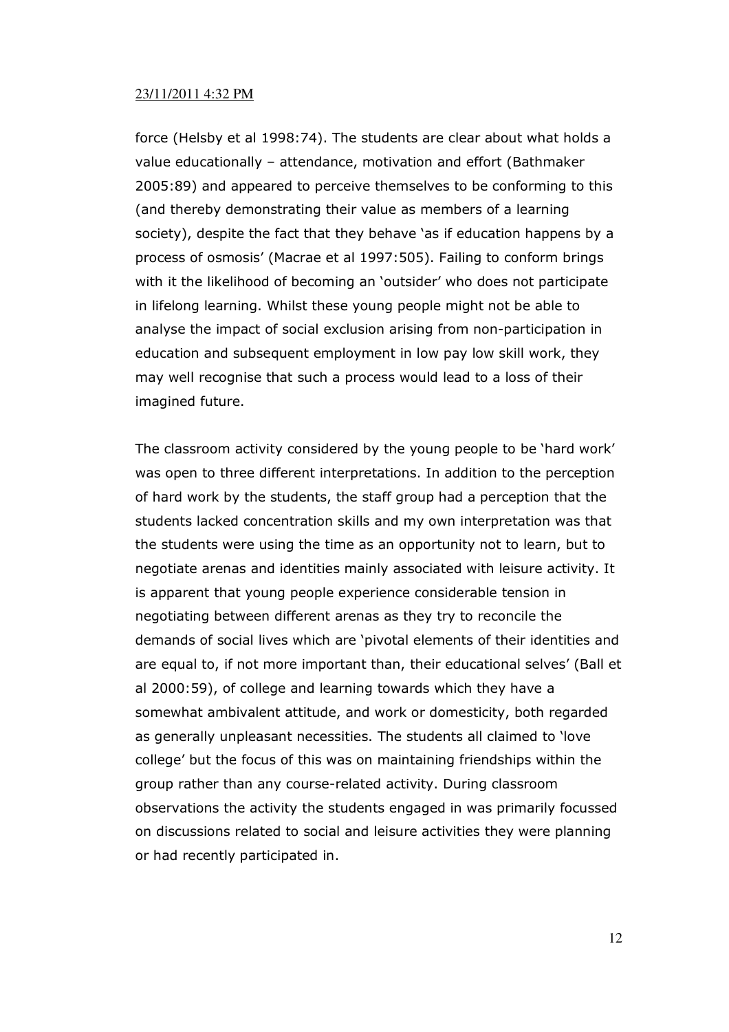force (Helsby et al 1998:74). The students are clear about what holds a value educationally – attendance, motivation and effort (Bathmaker 2005:89) and appeared to perceive themselves to be conforming to this (and thereby demonstrating their value as members of a learning society), despite the fact that they behave 'as if education happens by a process of osmosis' (Macrae et al 1997:505). Failing to conform brings with it the likelihood of becoming an 'outsider' who does not participate in lifelong learning. Whilst these young people might not be able to analyse the impact of social exclusion arising from non-participation in education and subsequent employment in low pay low skill work, they may well recognise that such a process would lead to a loss of their imagined future.

The classroom activity considered by the young people to be 'hard work' was open to three different interpretations. In addition to the perception of hard work by the students, the staff group had a perception that the students lacked concentration skills and my own interpretation was that the students were using the time as an opportunity not to learn, but to negotiate arenas and identities mainly associated with leisure activity. It is apparent that young people experience considerable tension in negotiating between different arenas as they try to reconcile the demands of social lives which are 'pivotal elements of their identities and are equal to, if not more important than, their educational selves' (Ball et al 2000:59), of college and learning towards which they have a somewhat ambivalent attitude, and work or domesticity, both regarded as generally unpleasant necessities. The students all claimed to 'love college' but the focus of this was on maintaining friendships within the group rather than any course-related activity. During classroom observations the activity the students engaged in was primarily focussed on discussions related to social and leisure activities they were planning or had recently participated in.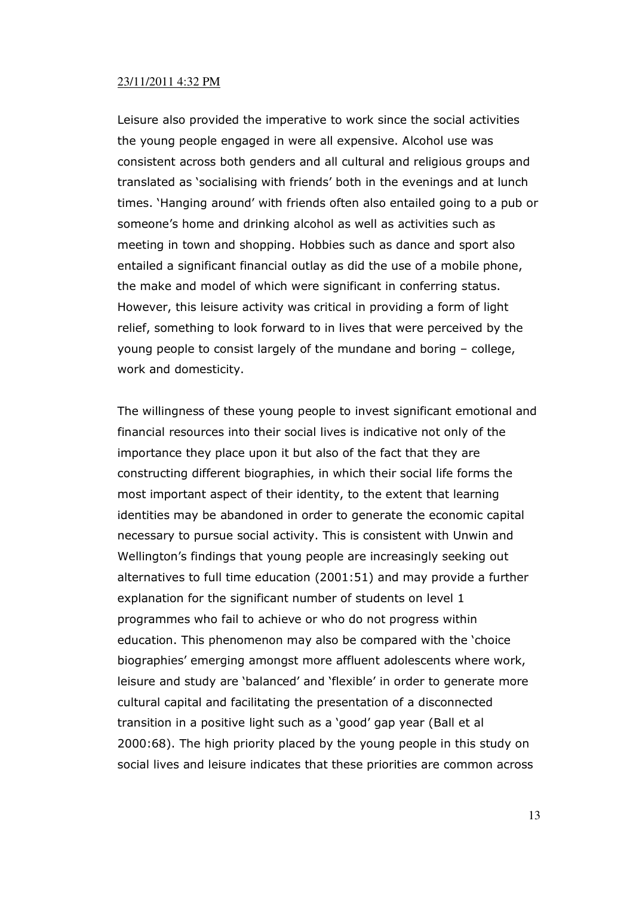23/11/2011 4:32 PM

Leisure also provided the imperative to work since the social activities the young people engaged in were all expensive. Alcohol use was consistent across both genders and all cultural and religious groups and translated as 'socialising with friends' both in the evenings and at lunch times. 'Hanging around' with friends often also entailed going to a pub or someone's home and drinking alcohol as well as activities such as meeting in town and shopping. Hobbies such as dance and sport also entailed a significant financial outlay as did the use of a mobile phone, the make and model of which were significant in conferring status. However, this leisure activity was critical in providing a form of light relief, something to look forward to in lives that were perceived by the young people to consist largely of the mundane and boring – college, work and domesticity.

The willingness of these young people to invest significant emotional and financial resources into their social lives is indicative not only of the importance they place upon it but also of the fact that they are constructing different biographies, in which their social life forms the most important aspect of their identity, to the extent that learning identities may be abandoned in order to generate the economic capital necessary to pursue social activity. This is consistent with Unwin and Wellington's findings that young people are increasingly seeking out alternatives to full time education (2001:51) and may provide a further explanation for the significant number of students on level 1 programmes who fail to achieve or who do not progress within education. This phenomenon may also be compared with the 'choice biographies' emerging amongst more affluent adolescents where work, leisure and study are 'balanced' and 'flexible' in order to generate more cultural capital and facilitating the presentation of a disconnected transition in a positive light such as a 'good' gap year (Ball et al 2000:68). The high priority placed by the young people in this study on social lives and leisure indicates that these priorities are common across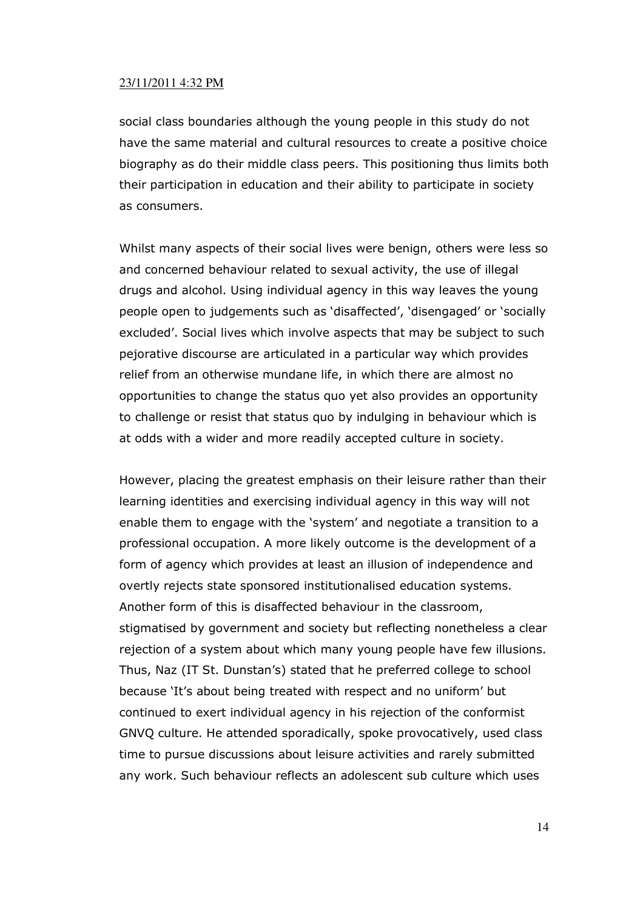social class boundaries although the young people in this study do not have the same material and cultural resources to create a positive choice biography as do their middle class peers. This positioning thus limits both their participation in education and their ability to participate in society as consumers.

Whilst many aspects of their social lives were benign, others were less so and concerned behaviour related to sexual activity, the use of illegal drugs and alcohol. Using individual agency in this way leaves the young people open to judgements such as 'disaffected', 'disengaged' or 'socially excluded'. Social lives which involve aspects that may be subject to such pejorative discourse are articulated in a particular way which provides relief from an otherwise mundane life, in which there are almost no opportunities to change the status quo yet also provides an opportunity to challenge or resist that status quo by indulging in behaviour which is at odds with a wider and more readily accepted culture in society.

However, placing the greatest emphasis on their leisure rather than their learning identities and exercising individual agency in this way will not enable them to engage with the 'system' and negotiate a transition to a professional occupation. A more likely outcome is the development of a form of agency which provides at least an illusion of independence and overtly rejects state sponsored institutionalised education systems. Another form of this is disaffected behaviour in the classroom, stigmatised by government and society but reflecting nonetheless a clear rejection of a system about which many young people have few illusions. Thus, Naz (IT St. Dunstan's) stated that he preferred college to school because 'It's about being treated with respect and no uniform' but continued to exert individual agency in his rejection of the conformist GNVQ culture. He attended sporadically, spoke provocatively, used class time to pursue discussions about leisure activities and rarely submitted any work. Such behaviour reflects an adolescent sub culture which uses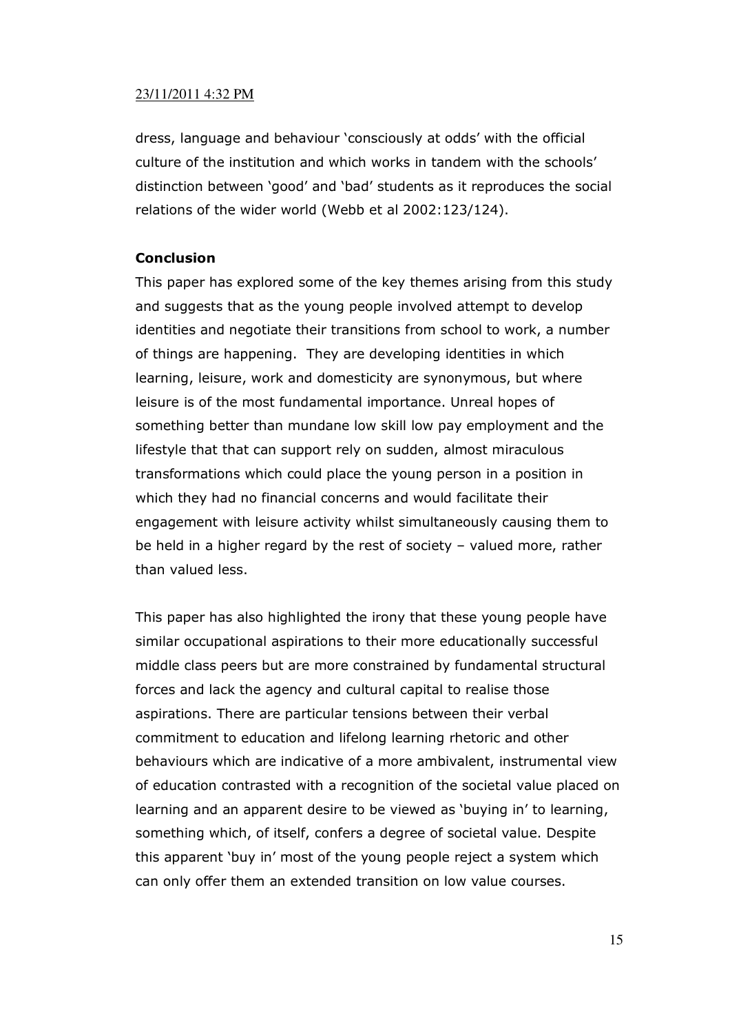dress, language and behaviour 'consciously at odds' with the official culture of the institution and which works in tandem with the schools' distinction between 'good' and 'bad' students as it reproduces the social relations of the wider world (Webb et al 2002:123/124).

**Conclusion**

This paper has explored some of the key themes arising from this study and suggests that as the young people involved attempt to develop identities and negotiate their transitions from school to work, a number of things are happening. They are developing identities in which learning, leisure, work and domesticity are synonymous, but where leisure is of the most fundamental importance. Unreal hopes of something better than mundane low skill low pay employment and the lifestyle that that can support rely on sudden, almost miraculous transformations which could place the young person in a position in which they had no financial concerns and would facilitate their engagement with leisure activity whilst simultaneously causing them to be held in a higher regard by the rest of society – valued more, rather than valued less.

This paper has also highlighted the irony that these young people have similar occupational aspirations to their more educationally successful middle class peers but are more constrained by fundamental structural forces and lack the agency and cultural capital to realise those aspirations. There are particular tensions between their verbal commitment to education and lifelong learning rhetoric and other behaviours which are indicative of a more ambivalent, instrumental view of education contrasted with a recognition of the societal value placed on learning and an apparent desire to be viewed as 'buying in' to learning, something which, of itself, confers a degree of societal value. Despite this apparent 'buy in' most of the young people reject a system which can only offer them an extended transition on low value courses.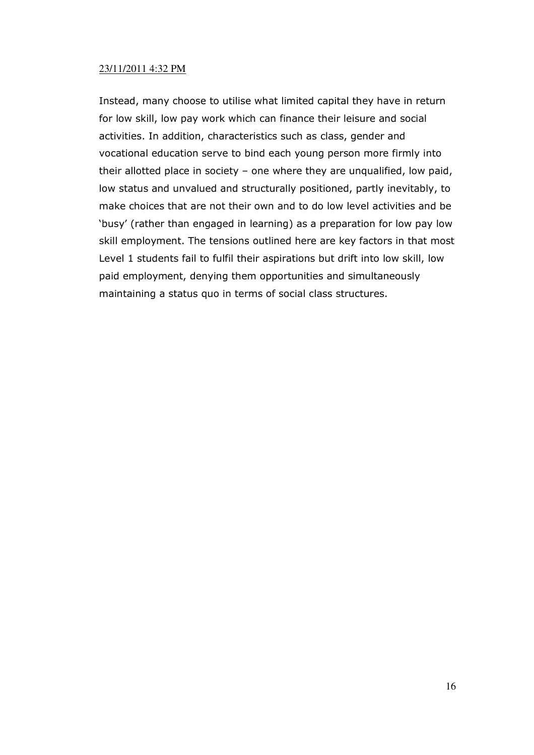23/11/2011 4:32 PM

Instead, many choose to utilise what limited capital they have in return for low skill, low pay work which can finance their leisure and social activities. In addition, characteristics such as class, gender and vocational education serve to bind each young person more firmly into their allotted place in society – one where they are unqualified, low paid, low status and unvalued and structurally positioned, partly inevitably, to make choices that are not their own and to do low level activities and be 'busy' (rather than engaged in learning) as a preparation for low pay low skill employment. The tensions outlined here are key factors in that most Level 1 students fail to fulfil their aspirations but drift into low skill, low paid employment, denying them opportunities and simultaneously maintaining a status quo in terms of social class structures.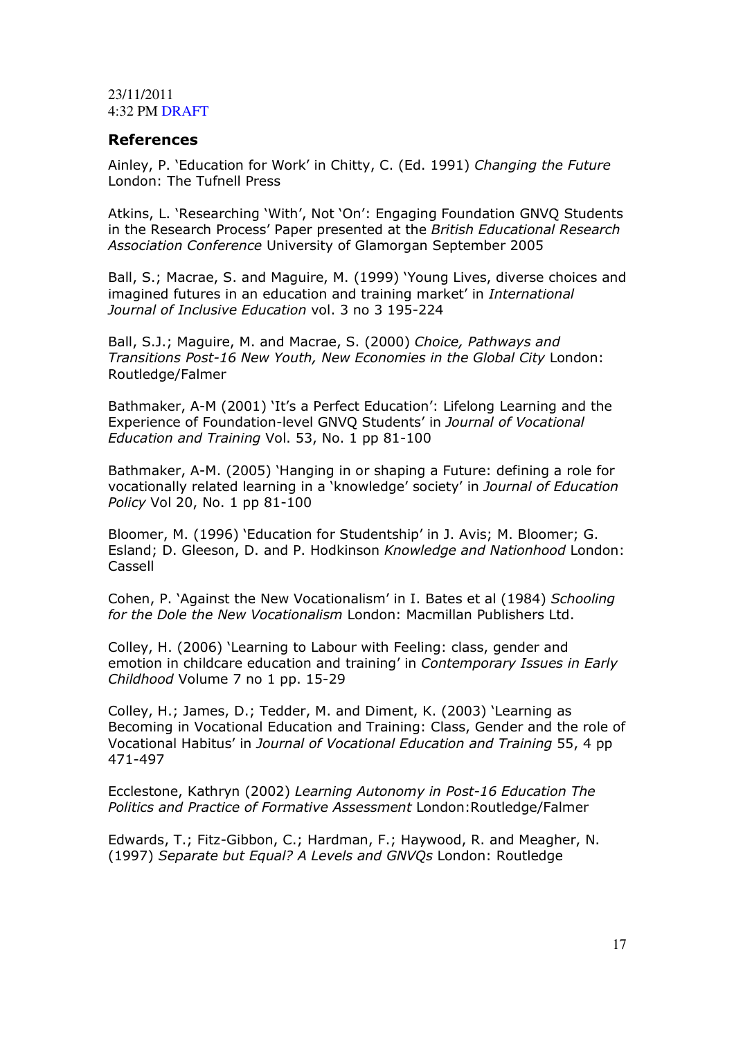## References

Ainley, P. 'Education for Work' in Chitty, C. (Ed. 1991) *Changing the Future* London: The Tufnell Press

Atkins, L. 'Researching 'With', Not 'On': Engaging Foundation GNVQ Students in the Research Process' Paper presented at the *British Educational Research Association Conference* University of Glamorgan September 2005

Ball, S.; Macrae, S. and Maguire, M. (1999) 'Young Lives, diverse choices and imagined futures in an education and training market' in *International Journal of Inclusive Education* vol. 3 no 3 195-224

Ball, S.J.; Maguire, M. and Macrae, S. (2000) *Choice, Pathways and Transitions Post-16 New Youth, New Economies in the Global City* London: Routledge/Falmer

Bathmaker, A-M (2001) 'It's a Perfect Education': Lifelong Learning and the Experience of Foundation-level GNVQ Students' in *Journal of Vocational Education and Training* Vol. 53, No. 1 pp 81-100

Bathmaker, A-M. (2005) 'Hanging in or shaping a Future: defining a role for vocationally related learning in a 'knowledge' society' in *Journal of Education Policy* Vol 20, No. 1 pp 81-100

Bloomer, M. (1996) 'Education for Studentship' in J. Avis; M. Bloomer; G. Esland; D. Gleeson, D. and P. Hodkinson *Knowledge and Nationhood* London: Cassell

Cohen, P. 'Against the New Vocationalism' in I. Bates et al (1984) *Schooling for the Dole the New Vocationalism* London: Macmillan Publishers Ltd.

Colley, H. (2006) 'Learning to Labour with Feeling: class, gender and emotion in childcare education and training' in *Contemporary Issues in Early Childhood* Volume 7 no 1 pp. 15-29

Colley, H.; James, D.; Tedder, M. and Diment, K. (2003) 'Learning as Becoming in Vocational Education and Training: Class, Gender and the role of Vocational Habitus' in *Journal of Vocational Education and Training* 55, 4 pp 471-497

Ecclestone, Kathryn (2002) *Learning Autonomy in Post-16 Education The Politics and Practice of Formative Assessment* London:Routledge/Falmer

Edwards, T.; Fitz-Gibbon, C.; Hardman, F.; Haywood, R. and Meagher, N. (1997) *Separate but Equal? A Levels and GNVQs* London: Routledge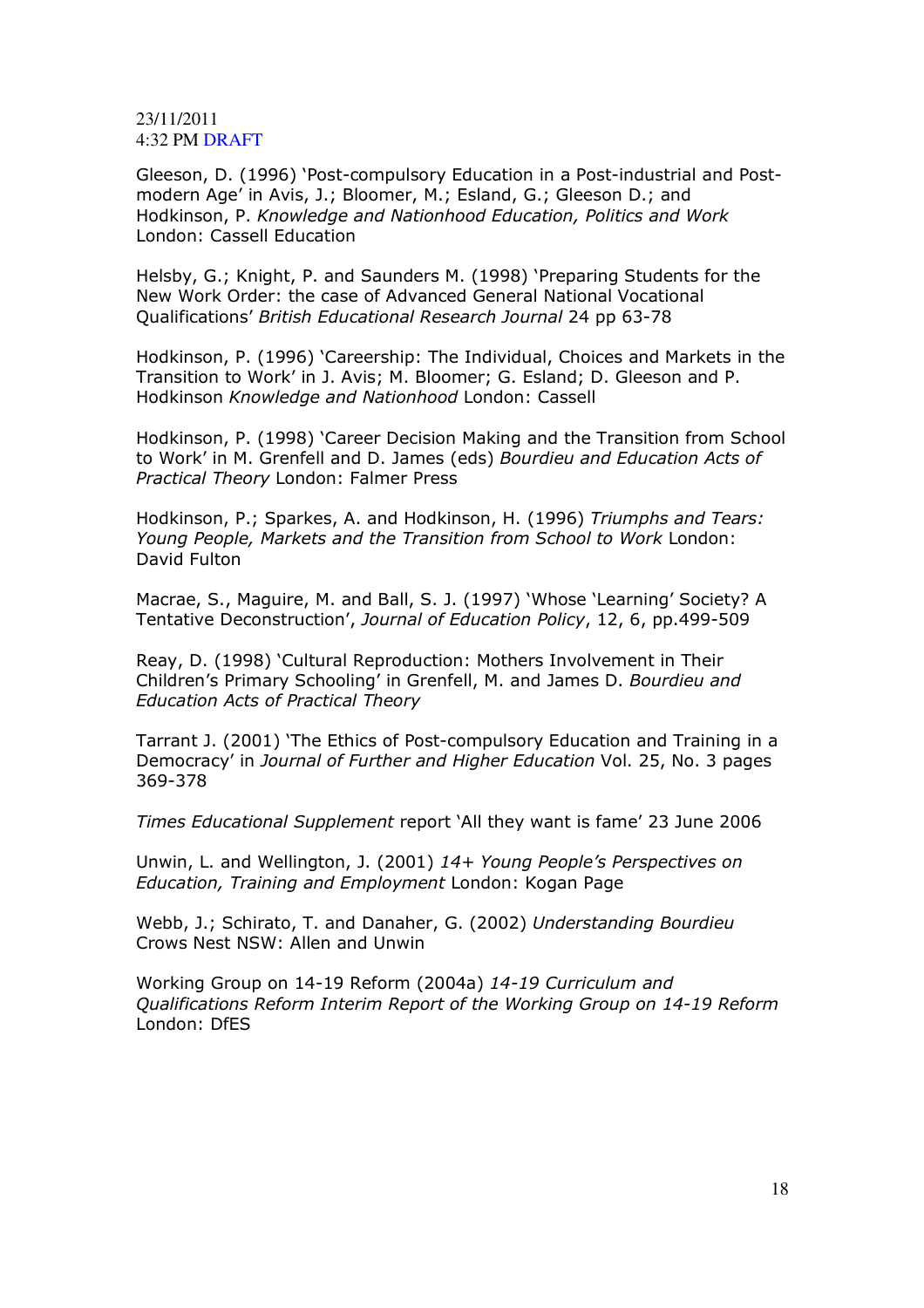Gleeson, D. (1996) 'Post-compulsory Education in a Post-industrial and Post-modern Age' in Avis, J.; Bloomer, M.; Esland, G.; Gleeson D.; and Hodkinson, P. *Knowledge and Nationhood Education, Politics and Work* London: Cassell Education

Helsby, G.; Knight, P. and Saunders M. (1998) 'Preparing Students for the New Work Order: the case of Advanced General National Vocational Qualifications' *British Educational Research Journal* 24 pp 63-78

Hodkinson, P. (1996) 'Careership: The Individual, Choices and Markets in the Transition to Work' in J. Avis; M. Bloomer; G. Esland; D. Gleeson and P. Hodkinson *Knowledge and Nationhood* London: Cassell

Hodkinson, P. (1998) 'Career Decision Making and the Transition from School to Work' in M. Grenfell and D. James (eds) *Bourdieu and Education Acts of Practical Theory* London: Falmer Press

Hodkinson, P.; Sparkes, A. and Hodkinson, H. (1996) *Triumphs and Tears: Young People, Markets and the Transition from School to Work* London: David Fulton

Macrae, S., Maguire, M. and Ball, S. J. (1997) 'Whose 'Learning' Society? A Tentative Deconstruction', *Journal of Education Policy*, 12, 6, pp.499-509

Reay, D. (1998) 'Cultural Reproduction: Mothers Involvement in Their Children's Primary Schooling' in Grenfell, M. and James D. *Bourdieu and Education Acts of Practical Theory*

Tarrant J. (2001) 'The Ethics of Post-compulsory Education and Training in a Democracy' in *Journal of Further and Higher Education* Vol. 25, No. 3 pages 369-378

*Times Educational Supplement* report 'All they want is fame' 23 June 2006

Unwin, L. and Wellington, J. (2001) *14+ Young People's Perspectives on Education, Training and Employment* London: Kogan Page

Webb, J.; Schirato, T. and Danaher, G. (2002) *Understanding Bourdieu* Crows Nest NSW: Allen and Unwin

Working Group on 14-19 Reform (2004a) *14-19 Curriculum and Qualifications Reform Interim Report of the Working Group on 14-19 Reform* London: DfES